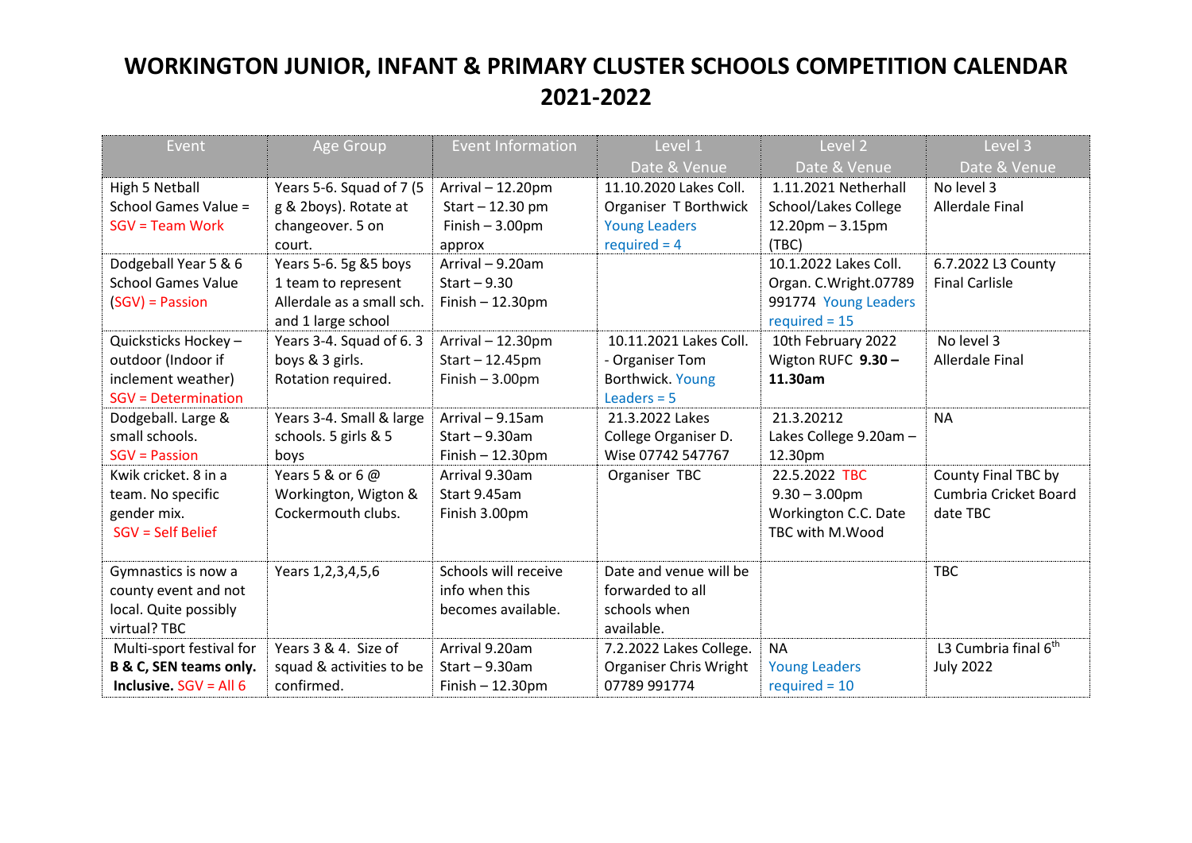# WORKINGTON JUNIOR, INFANT & PRIMARY CLUSTER SCHOOLS COMPETITION CALENDAR 2021-2022

| Event | Age Group | Event Information | Level 1 Date & Venue | Level 2 Date & Venue | Level 3 Date & Venue |
|---|---|---|---|---|---|
| High 5 Netball School Games Value = SGV = Team Work | Years 5-6. Squad of 7 (5 g & 2boys). Rotate at changeover. 5 on court. | Arrival – 12.20pm Start – 12.30 pm Finish – 3.00pm approx | 11.10.2020 Lakes Coll. Organiser T Borthwick Young Leaders required = 4 | 1.11.2021 Netherhall School/Lakes College 12.20pm – 3.15pm (TBC) | No level 3 Allerdale Final |
| Dodgeball Year 5 & 6 School Games Value (SGV) = Passion | Years 5-6. 5g &5 boys 1 team to represent Allerdale as a small sch. and 1 large school | Arrival – 9.20am Start – 9.30 Finish – 12.30pm | | 10.1.2022 Lakes Coll. Organ. C.Wright.07789 991774 Young Leaders required = 15 | 6.7.2022 L3 County Final Carlisle |
| Quicksticks Hockey – outdoor (Indoor if inclement weather) SGV = Determination | Years 3-4. Squad of 6. 3 boys & 3 girls. Rotation required. | Arrival – 12.30pm Start – 12.45pm Finish – 3.00pm | 10.11.2021 Lakes Coll. - Organiser Tom Borthwick. Young Leaders = 5 | 10th February 2022 Wigton RUFC **9.30 – 11.30am** | No level 3 Allerdale Final |
| Dodgeball. Large & small schools. SGV = Passion | Years 3-4. Small & large schools. 5 girls & 5 boys | Arrival – 9.15am Start – 9.30am Finish – 12.30pm | 21.3.2022 Lakes College Organiser D. Wise 07742 547767 | 21.3.20212 Lakes College 9.20am – 12.30pm | NA |
| Kwik cricket. 8 in a team. No specific gender mix. SGV = Self Belief | Years 5 & or 6 @ Workington, Wigton & Cockermouth clubs. | Arrival 9.30am Start 9.45am Finish 3.00pm | Organiser TBC | 22.5.2022 TBC 9.30 – 3.00pm Workington C.C. Date TBC with M.Wood | County Final TBC by Cumbria Cricket Board date TBC |
| Gymnastics is now a county event and not local. Quite possibly virtual? TBC | Years 1,2,3,4,5,6 | Schools will receive info when this becomes available. | Date and venue will be forwarded to all schools when available. | | TBC |
| Multi-sport festival for **B & C, SEN teams only. Inclusive.** SGV = All 6 | Years 3 & 4. Size of squad & activities to be confirmed. | Arrival 9.20am Start – 9.30am Finish – 12.30pm | 7.2.2022 Lakes College. Organiser Chris Wright 07789 991774 | NA Young Leaders required = 10 | L3 Cumbria final 6th July 2022 |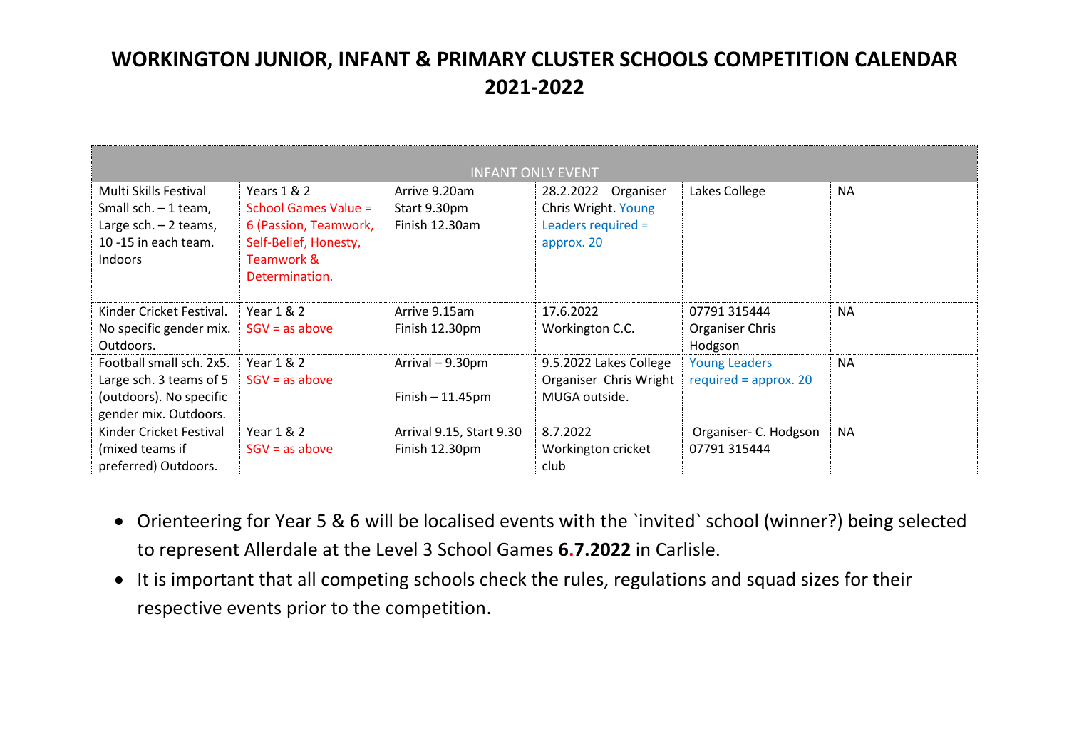# WORKINGTON JUNIOR, INFANT & PRIMARY CLUSTER SCHOOLS COMPETITION CALENDAR 2021-2022

| INFANT ONLY EVENT | | | | | |
|---|---|---|---|---|---|
| Multi Skills Festival Small sch. – 1 team, Large sch. – 2 teams, 10 -15 in each team. Indoors | Years 1 & 2 School Games Value = 6 (Passion, Teamwork, Self-Belief, Honesty, Teamwork & Determination. | Arrive 9.20am Start 9.30pm Finish 12.30am | 28.2.2022 Organiser Chris Wright. Young Leaders required = approx. 20 | Lakes College | NA |
| Kinder Cricket Festival. No specific gender mix. Outdoors. | Year 1 & 2 SGV = as above | Arrive 9.15am Finish 12.30pm | 17.6.2022 Workington C.C. | 07791 315444 Organiser Chris Hodgson | NA |
| Football small sch. 2x5. Large sch. 3 teams of 5 (outdoors). No specific gender mix. Outdoors. | Year 1 & 2 SGV = as above | Arrival – 9.30pm Finish – 11.45pm | 9.5.2022 Lakes College Organiser Chris Wright MUGA outside. | Young Leaders required = approx. 20 | NA |
| Kinder Cricket Festival (mixed teams if preferred) Outdoors. | Year 1 & 2 SGV = as above | Arrival 9.15, Start 9.30 Finish 12.30pm | 8.7.2022 Workington cricket club | Organiser- C. Hodgson 07791 315444 | NA |

- Orienteering for Year 5 & 6 will be localised events with the `invited` school (winner?) being selected to represent Allerdale at the Level 3 School Games **6.7.2022** in Carlisle.
- It is important that all competing schools check the rules, regulations and squad sizes for their respective events prior to the competition.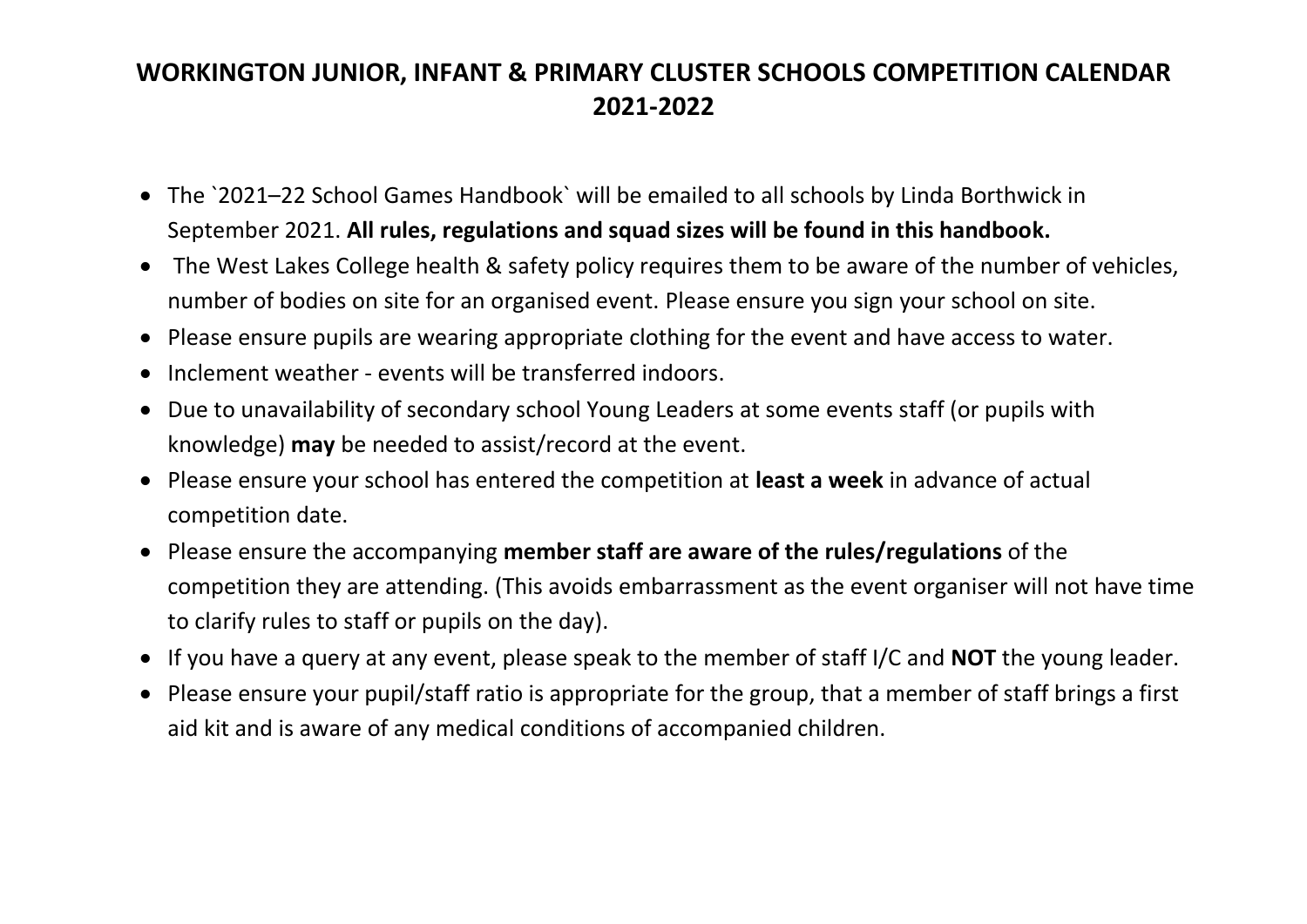# WORKINGTON JUNIOR, INFANT & PRIMARY CLUSTER SCHOOLS COMPETITION CALENDAR 2021-2022

- The `2021–22 School Games Handbook` will be emailed to all schools by Linda Borthwick in September 2021. **All rules, regulations and squad sizes will be found in this handbook.**
- The West Lakes College health & safety policy requires them to be aware of the number of vehicles, number of bodies on site for an organised event. Please ensure you sign your school on site.
- Please ensure pupils are wearing appropriate clothing for the event and have access to water.
- Inclement weather - events will be transferred indoors.
- Due to unavailability of secondary school Young Leaders at some events staff (or pupils with knowledge) **may** be needed to assist/record at the event.
- Please ensure your school has entered the competition at **least a week** in advance of actual competition date.
- Please ensure the accompanying **member staff are aware of the rules/regulations** of the competition they are attending. (This avoids embarrassment as the event organiser will not have time to clarify rules to staff or pupils on the day).
- If you have a query at any event, please speak to the member of staff I/C and **NOT** the young leader.
- Please ensure your pupil/staff ratio is appropriate for the group, that a member of staff brings a first aid kit and is aware of any medical conditions of accompanied children.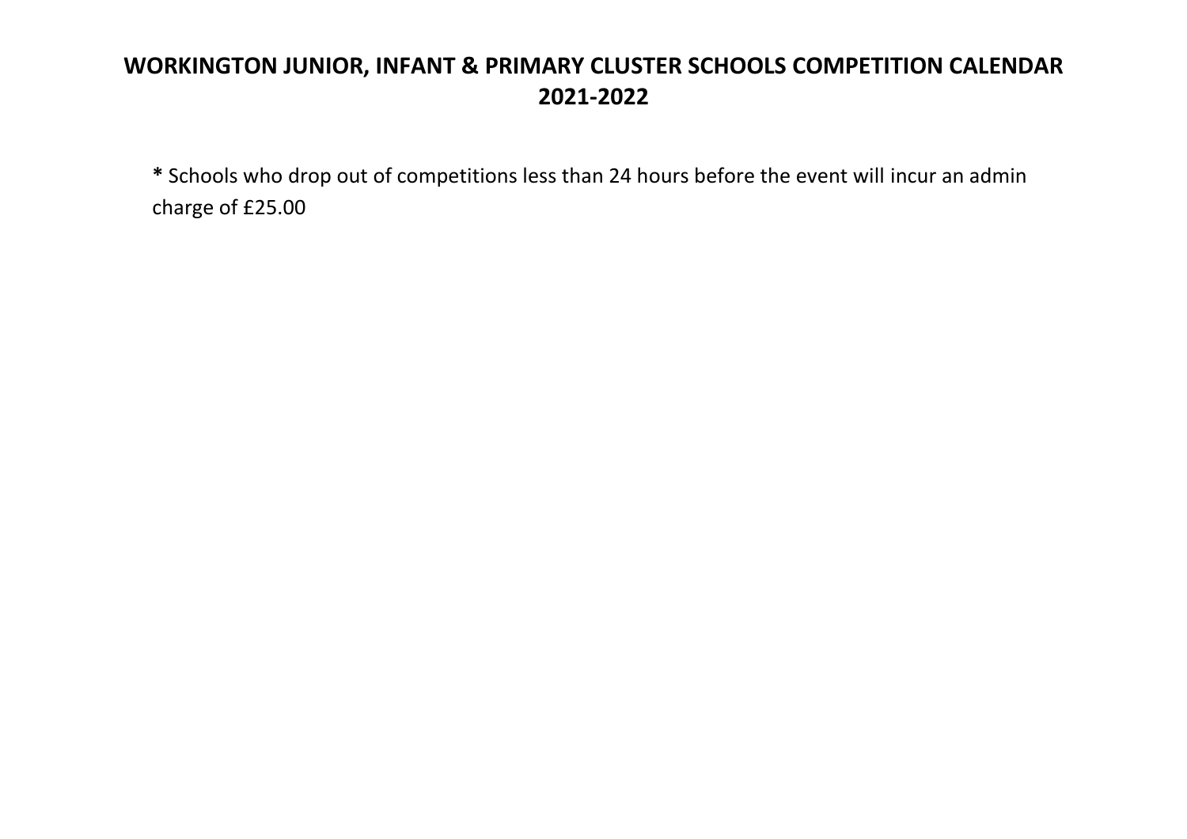# WORKINGTON JUNIOR, INFANT & PRIMARY CLUSTER SCHOOLS COMPETITION CALENDAR 2021-2022

**\*** Schools who drop out of competitions less than 24 hours before the event will incur an admin charge of £25.00